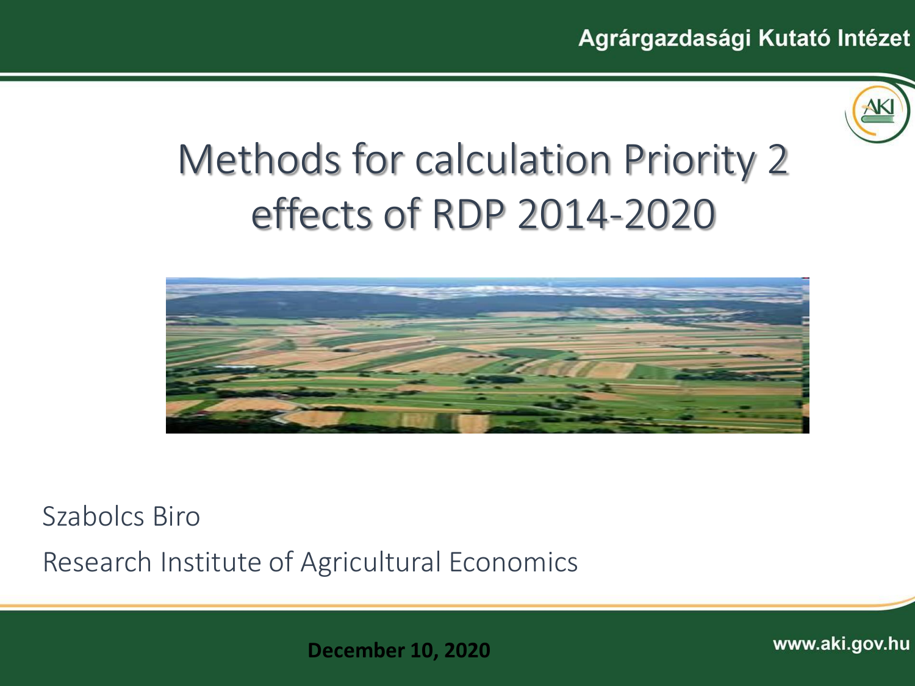# Methods for calculation Priority 2 effects of RDP 2014-2020

Szabolcs Biro

Research Institute of Agricultural Economics

**December 10, 2020**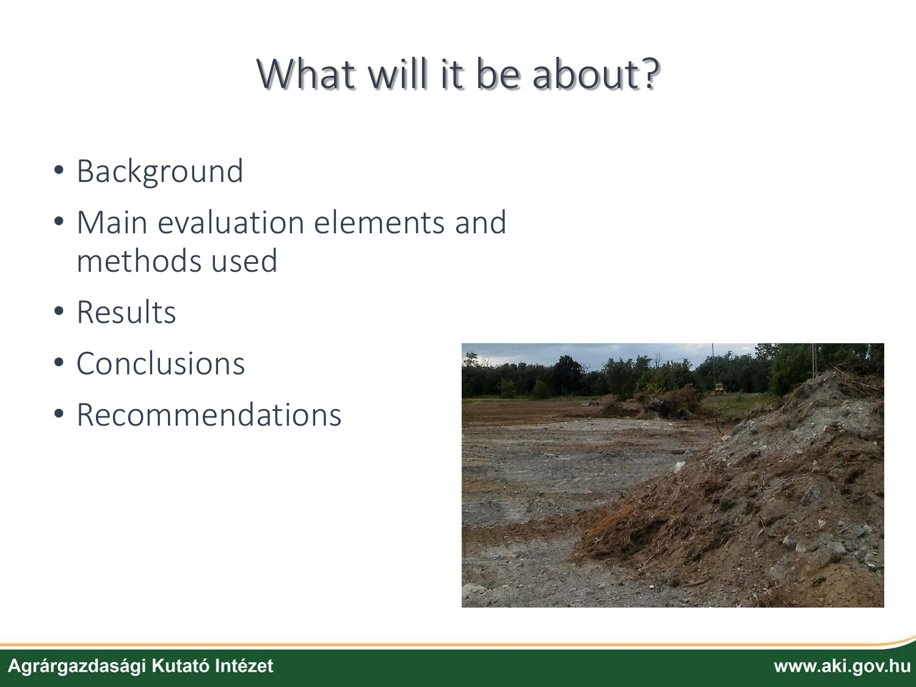# What will it be about?

- Background
- Main evaluation elements and methods used
- Results
- Conclusions
- Recommendations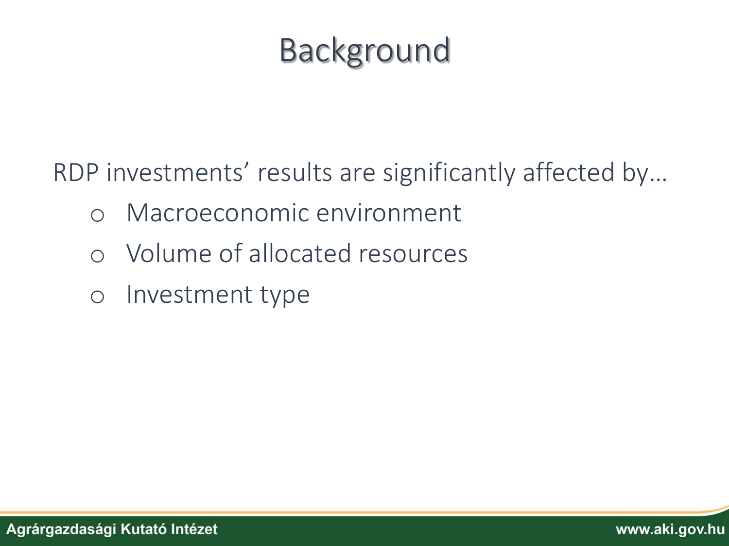# Background

RDP investments' results are significantly affected by…

- Macroeconomic environment
- Volume of allocated resources
- Investment type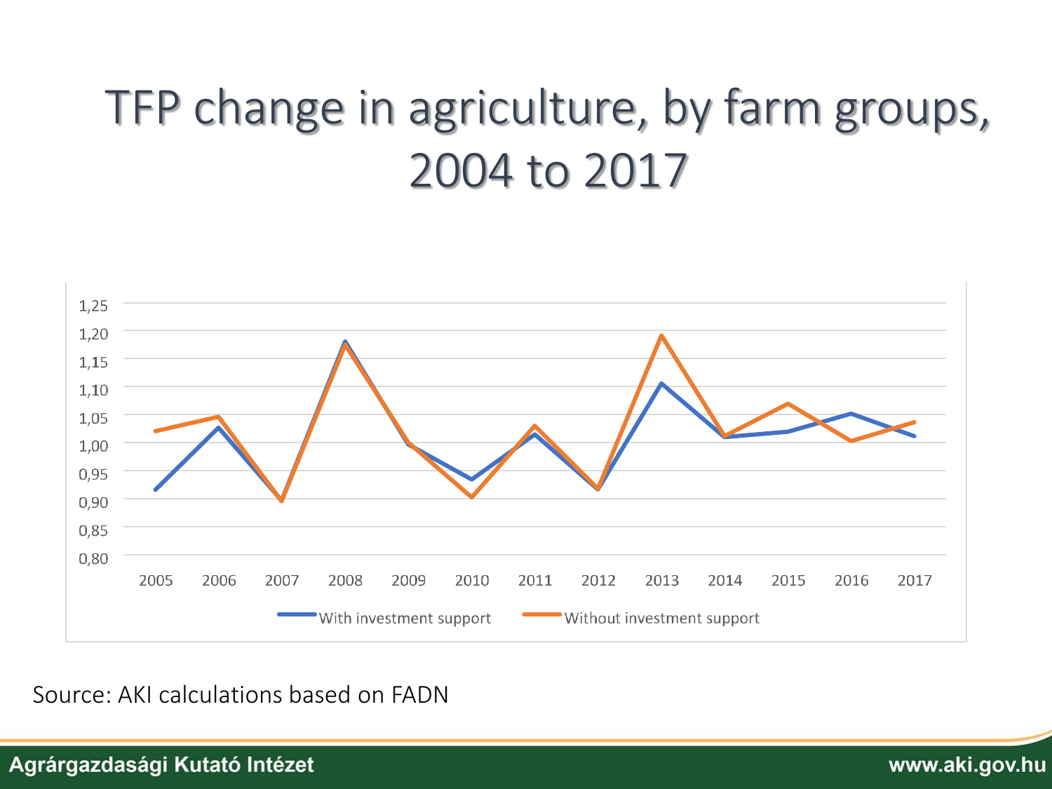# TFP change in agriculture, by farm groups, 2004 to 2017

Source: AKI calculations based on FADN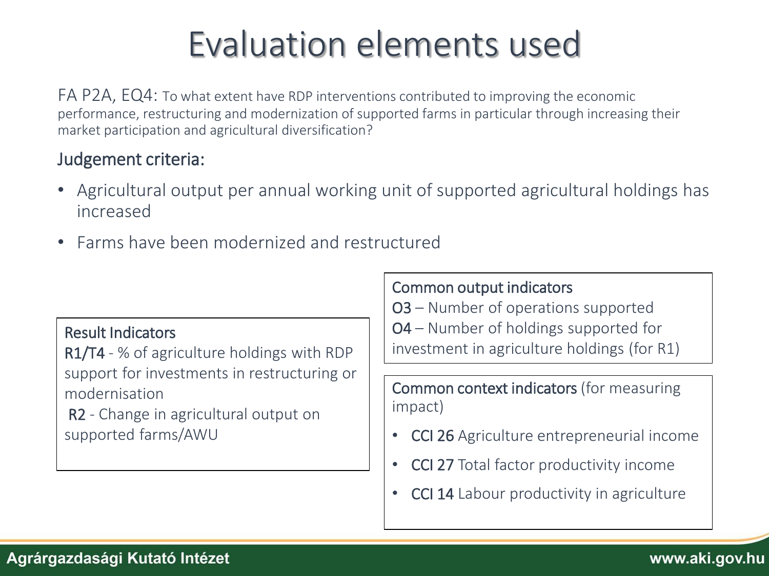# Evaluation elements used

FA P2A, EQ4: To what extent have RDP interventions contributed to improving the economic performance, restructuring and modernization of supported farms in particular through increasing their market participation and agricultural diversification?

## Judgement criteria:

- Agricultural output per annual working unit of supported agricultural holdings has increased
- Farms have been modernized and restructured

**Result Indicators**

R1/T4 - % of agriculture holdings with RDP support for investments in restructuring or modernisation

R2 - Change in agricultural output on supported farms/AWU

**Common output indicators**

O3 – Number of operations supported

O4 – Number of holdings supported for investment in agriculture holdings (for R1)

**Common context indicators** (for measuring impact)

- CCI 26 Agriculture entrepreneurial income
- CCI 27 Total factor productivity income
- CCI 14 Labour productivity in agriculture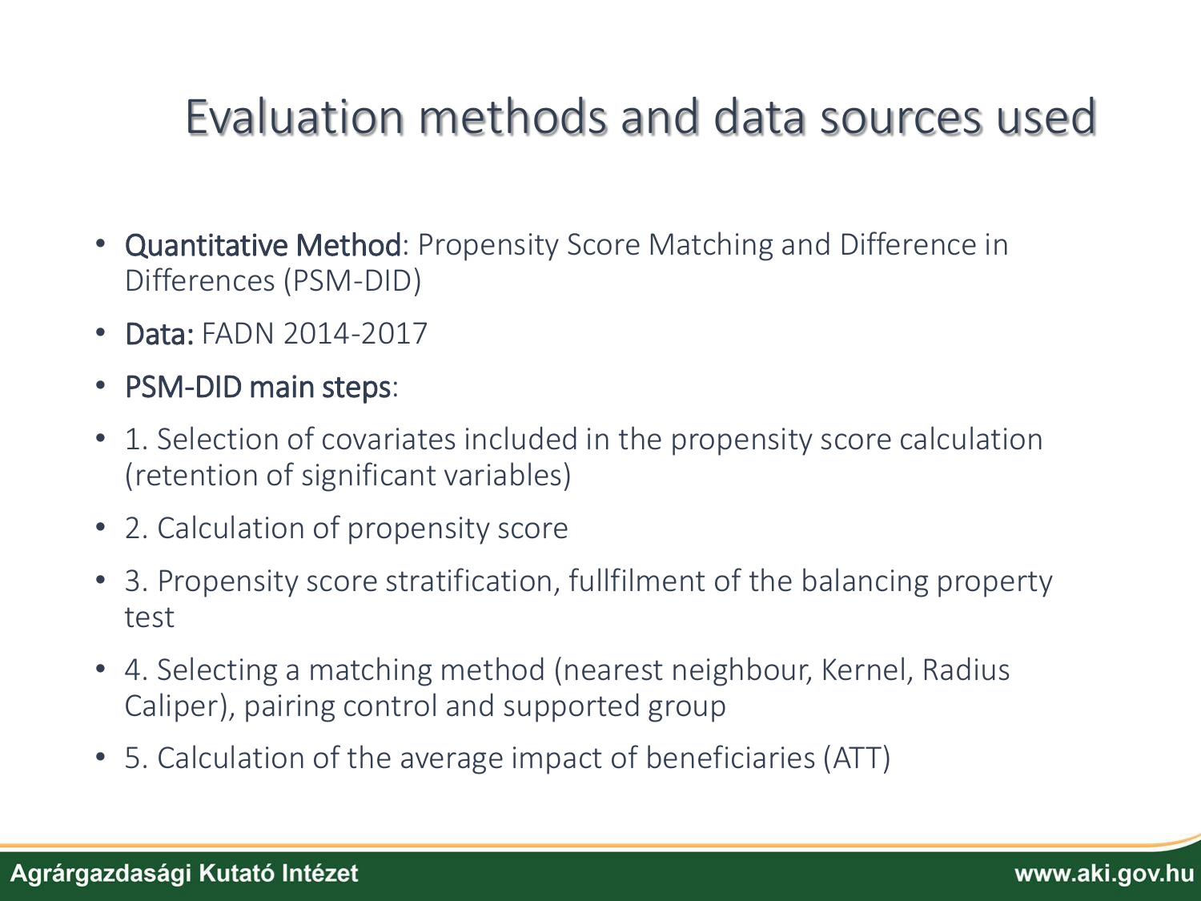# Evaluation methods and data sources used

- **Quantitative Method**: Propensity Score Matching and Difference in Differences (PSM-DID)
- **Data:** FADN 2014-2017
- **PSM-DID main steps**:
- 1. Selection of covariates included in the propensity score calculation (retention of significant variables)
- 2. Calculation of propensity score
- 3. Propensity score stratification, fullfilment of the balancing property test
- 4. Selecting a matching method (nearest neighbour, Kernel, Radius Caliper), pairing control and supported group
- 5. Calculation of the average impact of beneficiaries (ATT)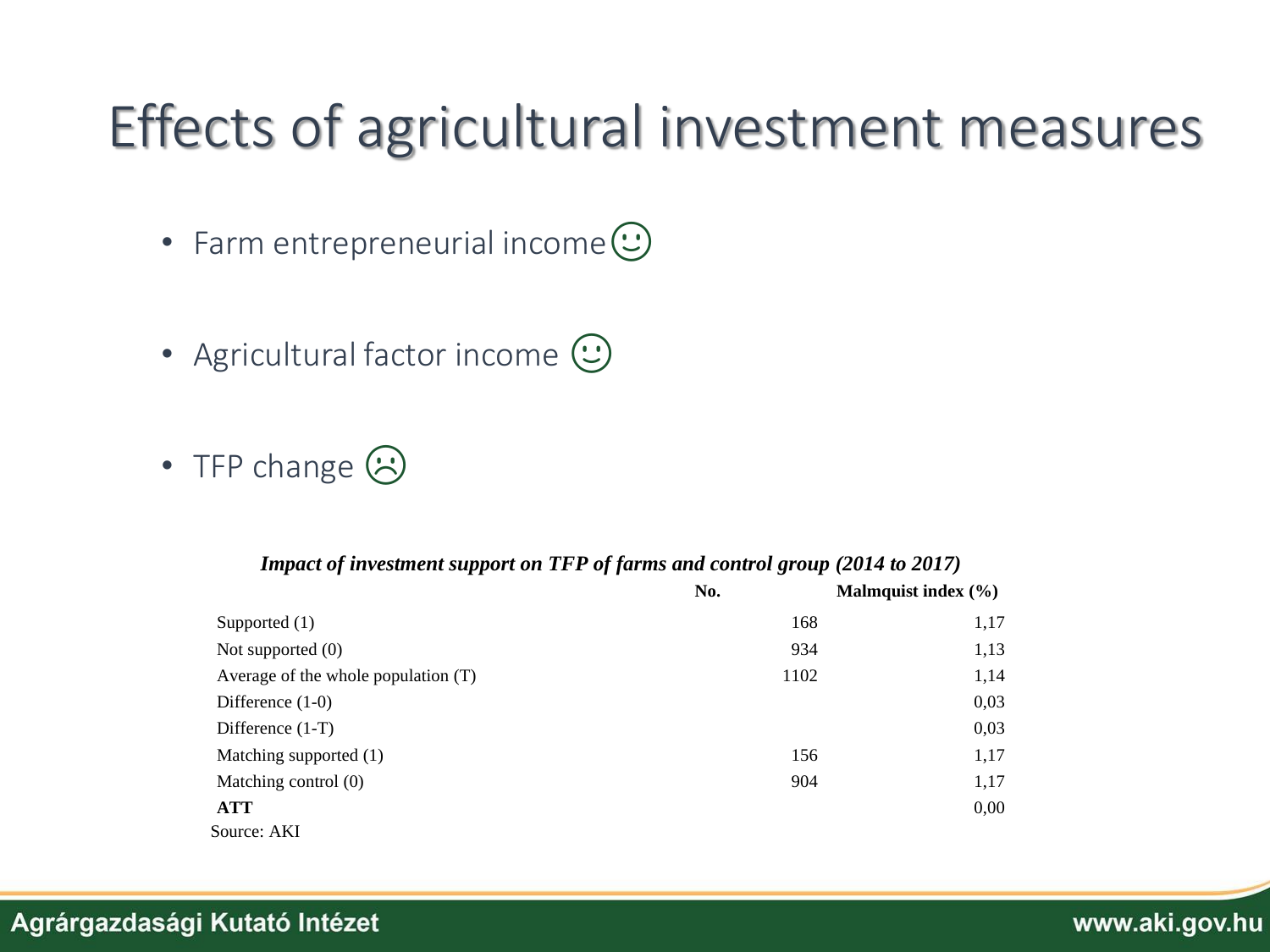# Effects of agricultural investment measures

- Farm entrepreneurial income ☺
- Agricultural factor income ☺
- TFP change ☹

*Impact of investment support on TFP of farms and control group (2014 to 2017)*

| | No. | Malmquist index (%) |
|---|---|---|
| Supported (1) | 168 | 1,17 |
| Not supported (0) | 934 | 1,13 |
| Average of the whole population (T) | 1102 | 1,14 |
| Difference (1-0) | | 0,03 |
| Difference (1-T) | | 0,03 |
| Matching supported (1) | 156 | 1,17 |
| Matching control (0) | 904 | 1,17 |
| **ATT** | | 0,00 |

Source: AKI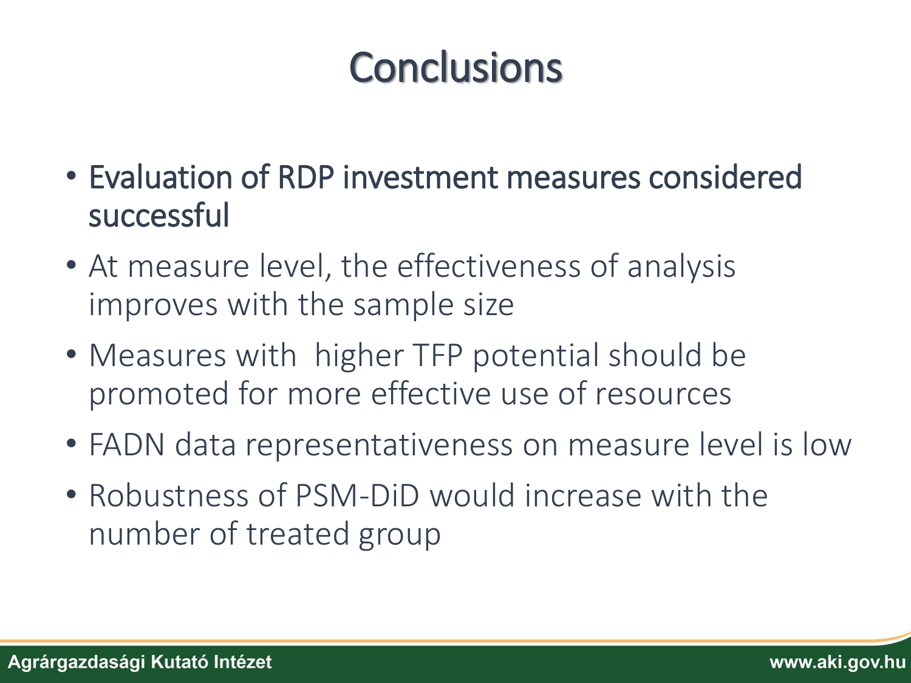# Conclusions

- Evaluation of RDP investment measures considered successful
- At measure level, the effectiveness of analysis improves with the sample size
- Measures with higher TFP potential should be promoted for more effective use of resources
- FADN data representativeness on measure level is low
- Robustness of PSM-DiD would increase with the number of treated group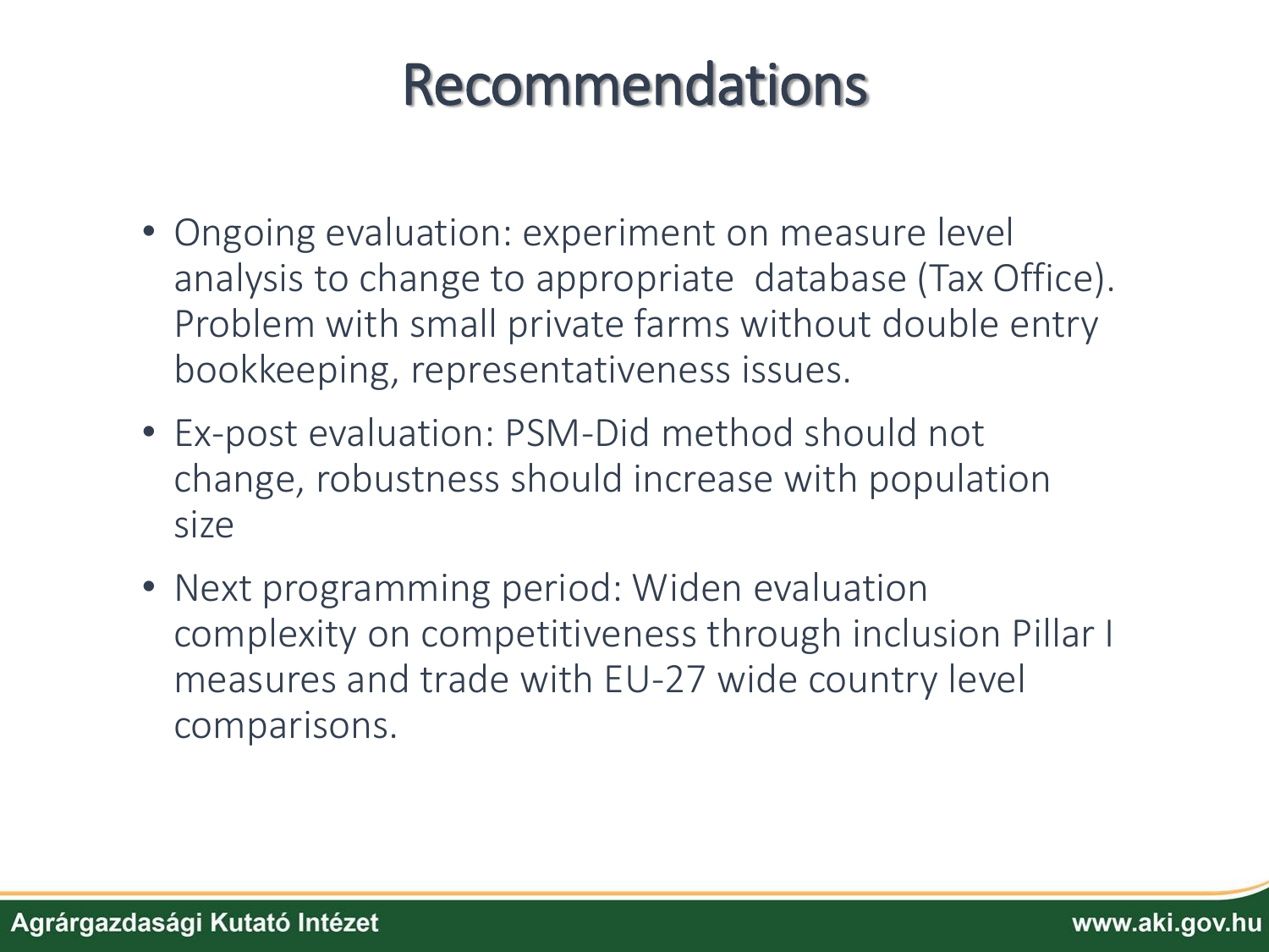# Recommendations

- Ongoing evaluation: experiment on measure level analysis to change to appropriate  database (Tax Office). Problem with small private farms without double entry bookkeeping, representativeness issues.
- Ex-post evaluation: PSM-Did method should not change, robustness should increase with population size
- Next programming period: Widen evaluation complexity on competitiveness through inclusion Pillar I measures and trade with EU-27 wide country level comparisons.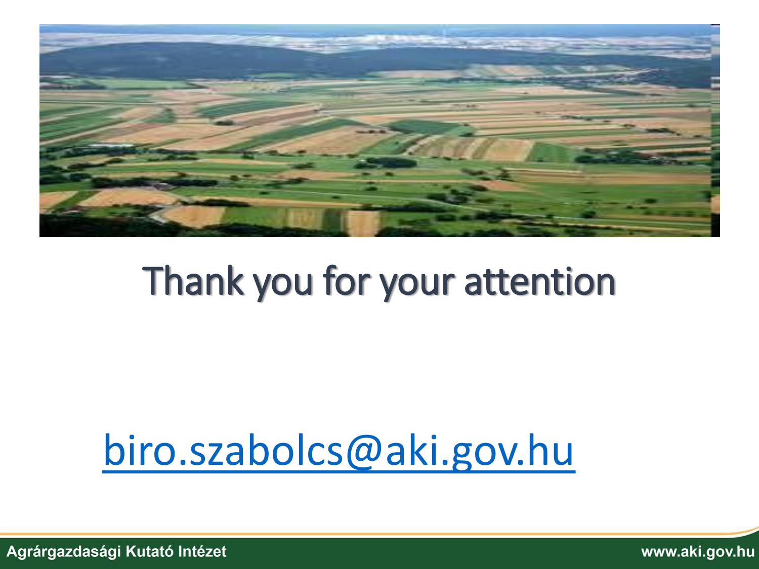Thank you for your attention

biro.szabolcs@aki.gov.hu